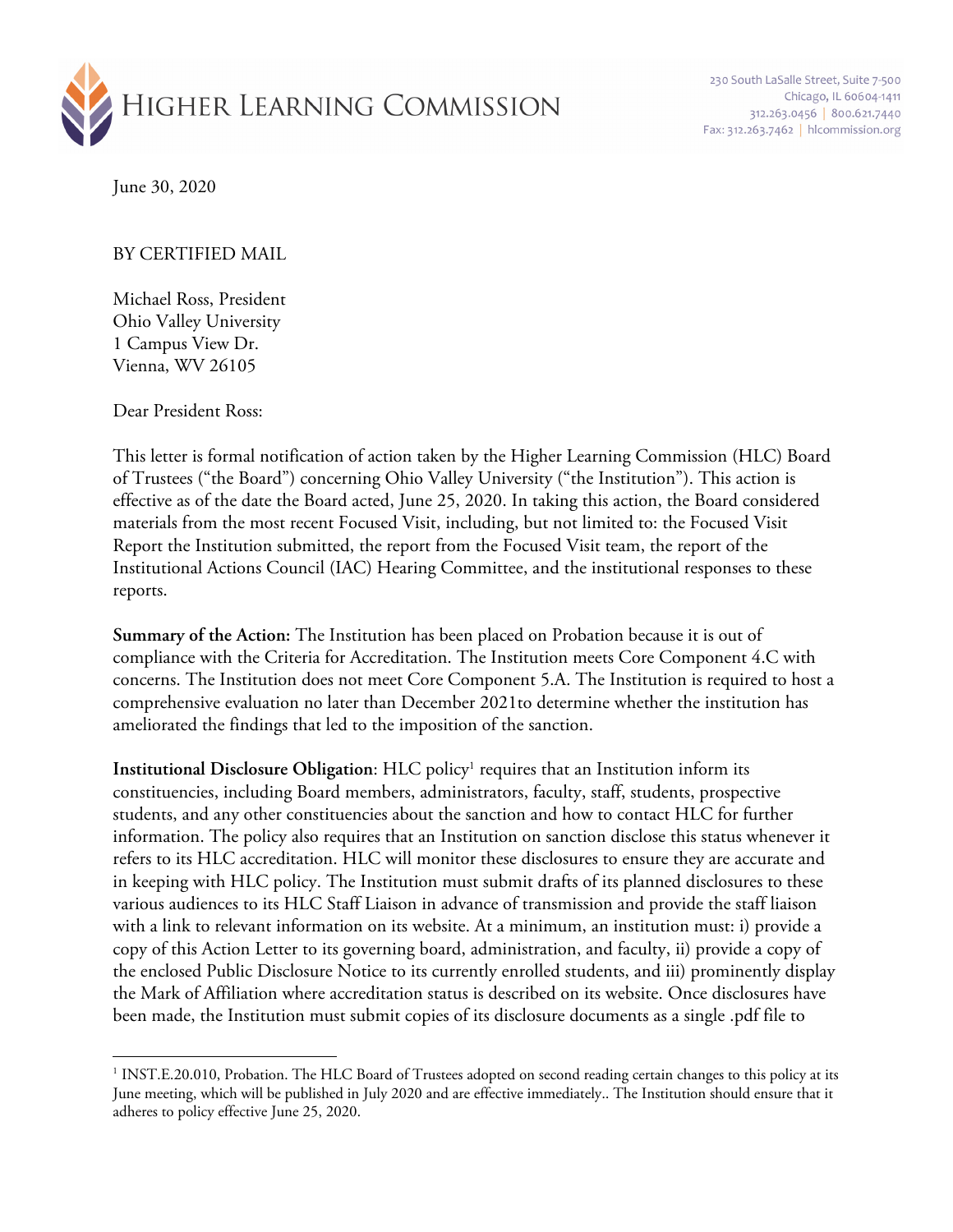HIGHER LEARNING COMMISSION

230 South LaSalle Street, Suite 7-500
Chicago, IL 60604-1411
312.263.0456 | 800.621.7440
Fax: 312.263.7462 | hlcommission.org

June 30, 2020

BY CERTIFIED MAIL

Michael Ross, President
Ohio Valley University
1 Campus View Dr.
Vienna, WV 26105

Dear President Ross:

This letter is formal notification of action taken by the Higher Learning Commission (HLC) Board of Trustees ("the Board") concerning Ohio Valley University ("the Institution"). This action is effective as of the date the Board acted, June 25, 2020. In taking this action, the Board considered materials from the most recent Focused Visit, including, but not limited to: the Focused Visit Report the Institution submitted, the report from the Focused Visit team, the report of the Institutional Actions Council (IAC) Hearing Committee, and the institutional responses to these reports.

**Summary of the Action:** The Institution has been placed on Probation because it is out of compliance with the Criteria for Accreditation. The Institution meets Core Component 4.C with concerns. The Institution does not meet Core Component 5.A. The Institution is required to host a comprehensive evaluation no later than December 2021to determine whether the institution has ameliorated the findings that led to the imposition of the sanction.

**Institutional Disclosure Obligation**: HLC policy[1] requires that an Institution inform its constituencies, including Board members, administrators, faculty, staff, students, prospective students, and any other constituencies about the sanction and how to contact HLC for further information. The policy also requires that an Institution on sanction disclose this status whenever it refers to its HLC accreditation. HLC will monitor these disclosures to ensure they are accurate and in keeping with HLC policy. The Institution must submit drafts of its planned disclosures to these various audiences to its HLC Staff Liaison in advance of transmission and provide the staff liaison with a link to relevant information on its website. At a minimum, an institution must: i) provide a copy of this Action Letter to its governing board, administration, and faculty, ii) provide a copy of the enclosed Public Disclosure Notice to its currently enrolled students, and iii) prominently display the Mark of Affiliation where accreditation status is described on its website. Once disclosures have been made, the Institution must submit copies of its disclosure documents as a single .pdf file to

[1] INST.E.20.010, Probation. The HLC Board of Trustees adopted on second reading certain changes to this policy at its June meeting, which will be published in July 2020 and are effective immediately.. The Institution should ensure that it adheres to policy effective June 25, 2020.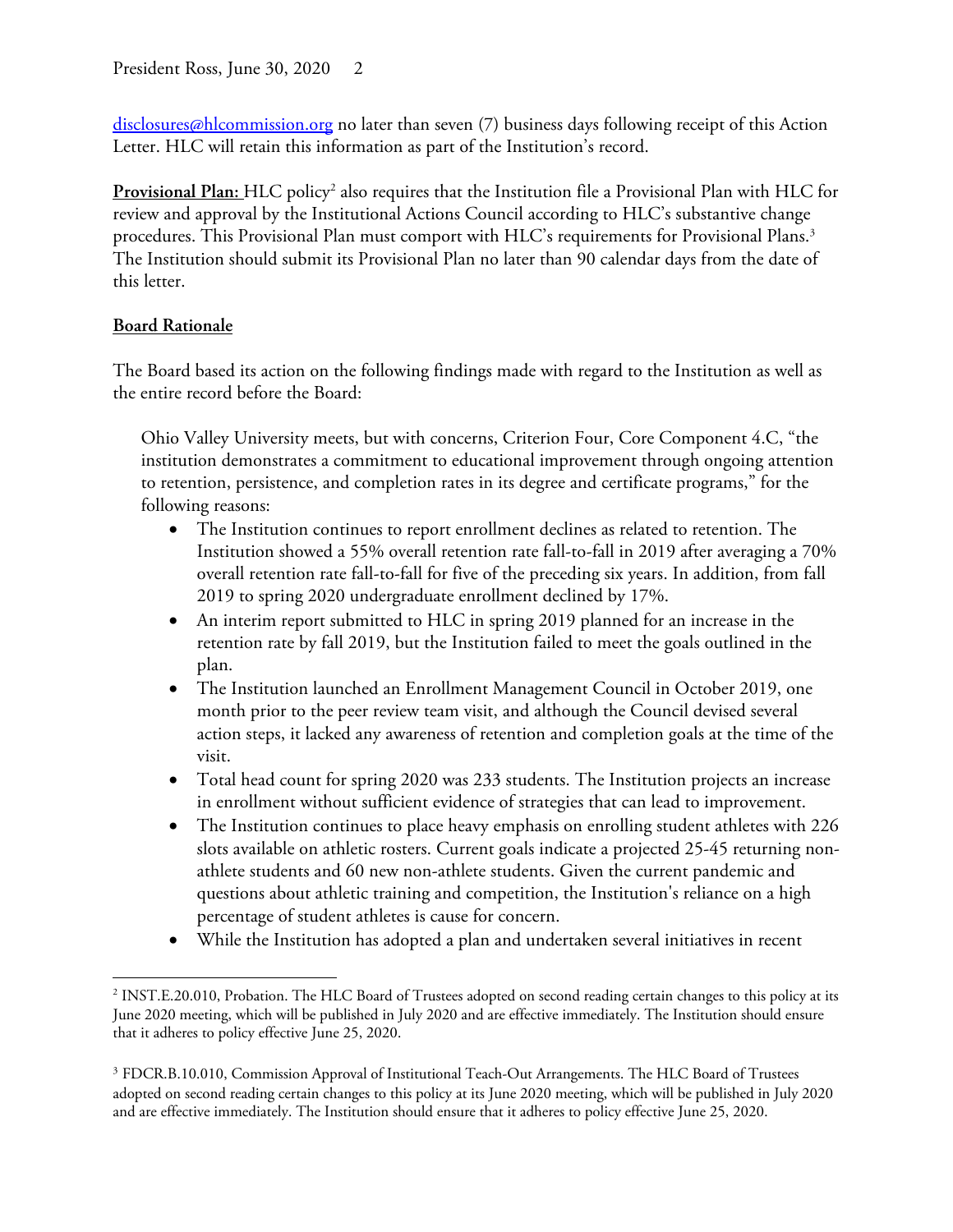disclosures@hlcommission.org no later than seven (7) business days following receipt of this Action Letter. HLC will retain this information as part of the Institution's record.

**Provisional Plan:** HLC policy[2] also requires that the Institution file a Provisional Plan with HLC for review and approval by the Institutional Actions Council according to HLC's substantive change procedures. This Provisional Plan must comport with HLC's requirements for Provisional Plans.[3] The Institution should submit its Provisional Plan no later than 90 calendar days from the date of this letter.

**Board Rationale**

The Board based its action on the following findings made with regard to the Institution as well as the entire record before the Board:

> Ohio Valley University meets, but with concerns, Criterion Four, Core Component 4.C, "the institution demonstrates a commitment to educational improvement through ongoing attention to retention, persistence, and completion rates in its degree and certificate programs," for the following reasons:
>
> - The Institution continues to report enrollment declines as related to retention. The Institution showed a 55% overall retention rate fall-to-fall in 2019 after averaging a 70% overall retention rate fall-to-fall for five of the preceding six years. In addition, from fall 2019 to spring 2020 undergraduate enrollment declined by 17%.
> - An interim report submitted to HLC in spring 2019 planned for an increase in the retention rate by fall 2019, but the Institution failed to meet the goals outlined in the plan.
> - The Institution launched an Enrollment Management Council in October 2019, one month prior to the peer review team visit, and although the Council devised several action steps, it lacked any awareness of retention and completion goals at the time of the visit.
> - Total head count for spring 2020 was 233 students. The Institution projects an increase in enrollment without sufficient evidence of strategies that can lead to improvement.
> - The Institution continues to place heavy emphasis on enrolling student athletes with 226 slots available on athletic rosters. Current goals indicate a projected 25-45 returning non-athlete students and 60 new non-athlete students. Given the current pandemic and questions about athletic training and competition, the Institution's reliance on a high percentage of student athletes is cause for concern.
> - While the Institution has adopted a plan and undertaken several initiatives in recent

---

[2] INST.E.20.010, Probation. The HLC Board of Trustees adopted on second reading certain changes to this policy at its June 2020 meeting, which will be published in July 2020 and are effective immediately. The Institution should ensure that it adheres to policy effective June 25, 2020.

[3] FDCR.B.10.010, Commission Approval of Institutional Teach-Out Arrangements. The HLC Board of Trustees adopted on second reading certain changes to this policy at its June 2020 meeting, which will be published in July 2020 and are effective immediately. The Institution should ensure that it adheres to policy effective June 25, 2020.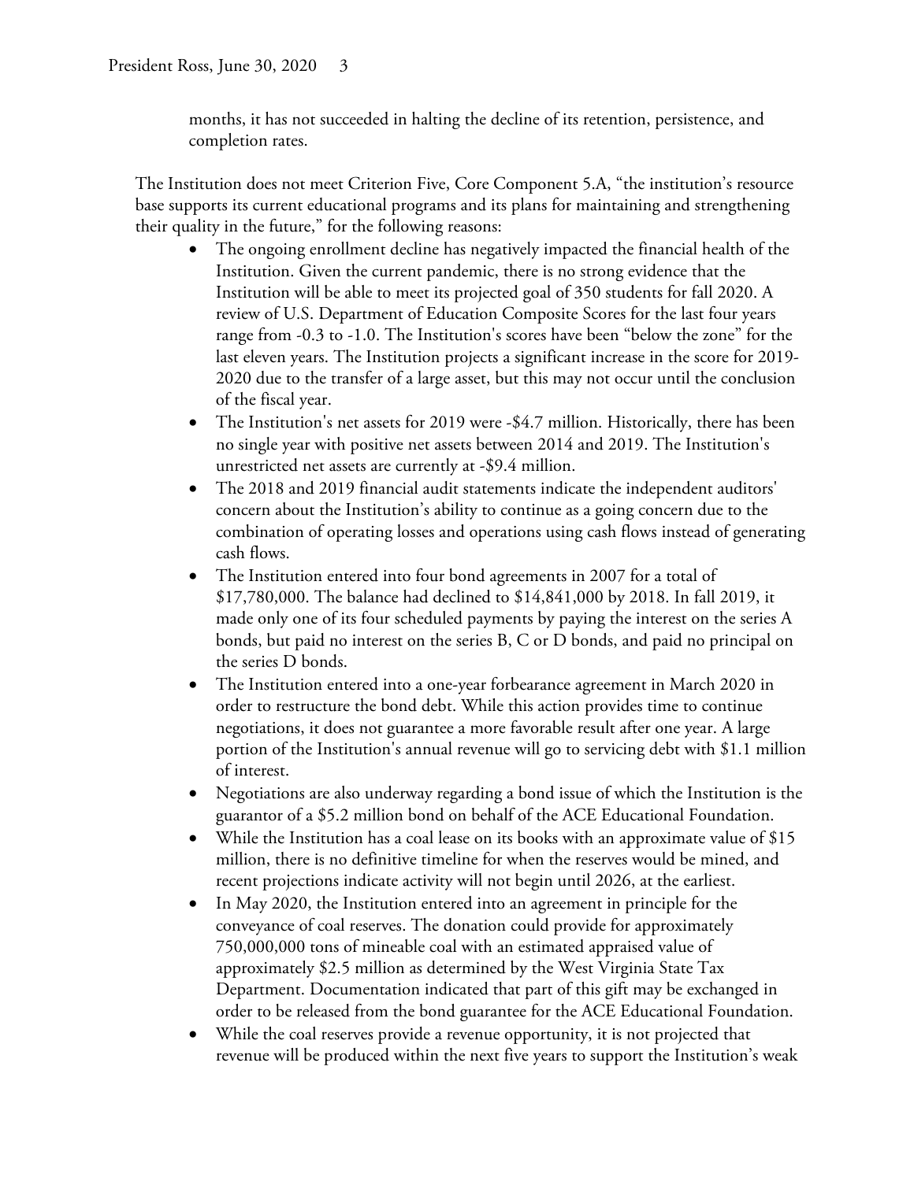months, it has not succeeded in halting the decline of its retention, persistence, and completion rates.

The Institution does not meet Criterion Five, Core Component 5.A, "the institution's resource base supports its current educational programs and its plans for maintaining and strengthening their quality in the future," for the following reasons:

- The ongoing enrollment decline has negatively impacted the financial health of the Institution. Given the current pandemic, there is no strong evidence that the Institution will be able to meet its projected goal of 350 students for fall 2020. A review of U.S. Department of Education Composite Scores for the last four years range from -0.3 to -1.0. The Institution's scores have been "below the zone" for the last eleven years. The Institution projects a significant increase in the score for 2019-2020 due to the transfer of a large asset, but this may not occur until the conclusion of the fiscal year.
- The Institution's net assets for 2019 were -$4.7 million. Historically, there has been no single year with positive net assets between 2014 and 2019. The Institution's unrestricted net assets are currently at -$9.4 million.
- The 2018 and 2019 financial audit statements indicate the independent auditors' concern about the Institution's ability to continue as a going concern due to the combination of operating losses and operations using cash flows instead of generating cash flows.
- The Institution entered into four bond agreements in 2007 for a total of $17,780,000. The balance had declined to $14,841,000 by 2018. In fall 2019, it made only one of its four scheduled payments by paying the interest on the series A bonds, but paid no interest on the series B, C or D bonds, and paid no principal on the series D bonds.
- The Institution entered into a one-year forbearance agreement in March 2020 in order to restructure the bond debt. While this action provides time to continue negotiations, it does not guarantee a more favorable result after one year. A large portion of the Institution's annual revenue will go to servicing debt with $1.1 million of interest.
- Negotiations are also underway regarding a bond issue of which the Institution is the guarantor of a $5.2 million bond on behalf of the ACE Educational Foundation.
- While the Institution has a coal lease on its books with an approximate value of $15 million, there is no definitive timeline for when the reserves would be mined, and recent projections indicate activity will not begin until 2026, at the earliest.
- In May 2020, the Institution entered into an agreement in principle for the conveyance of coal reserves. The donation could provide for approximately 750,000,000 tons of mineable coal with an estimated appraised value of approximately $2.5 million as determined by the West Virginia State Tax Department. Documentation indicated that part of this gift may be exchanged in order to be released from the bond guarantee for the ACE Educational Foundation.
- While the coal reserves provide a revenue opportunity, it is not projected that revenue will be produced within the next five years to support the Institution's weak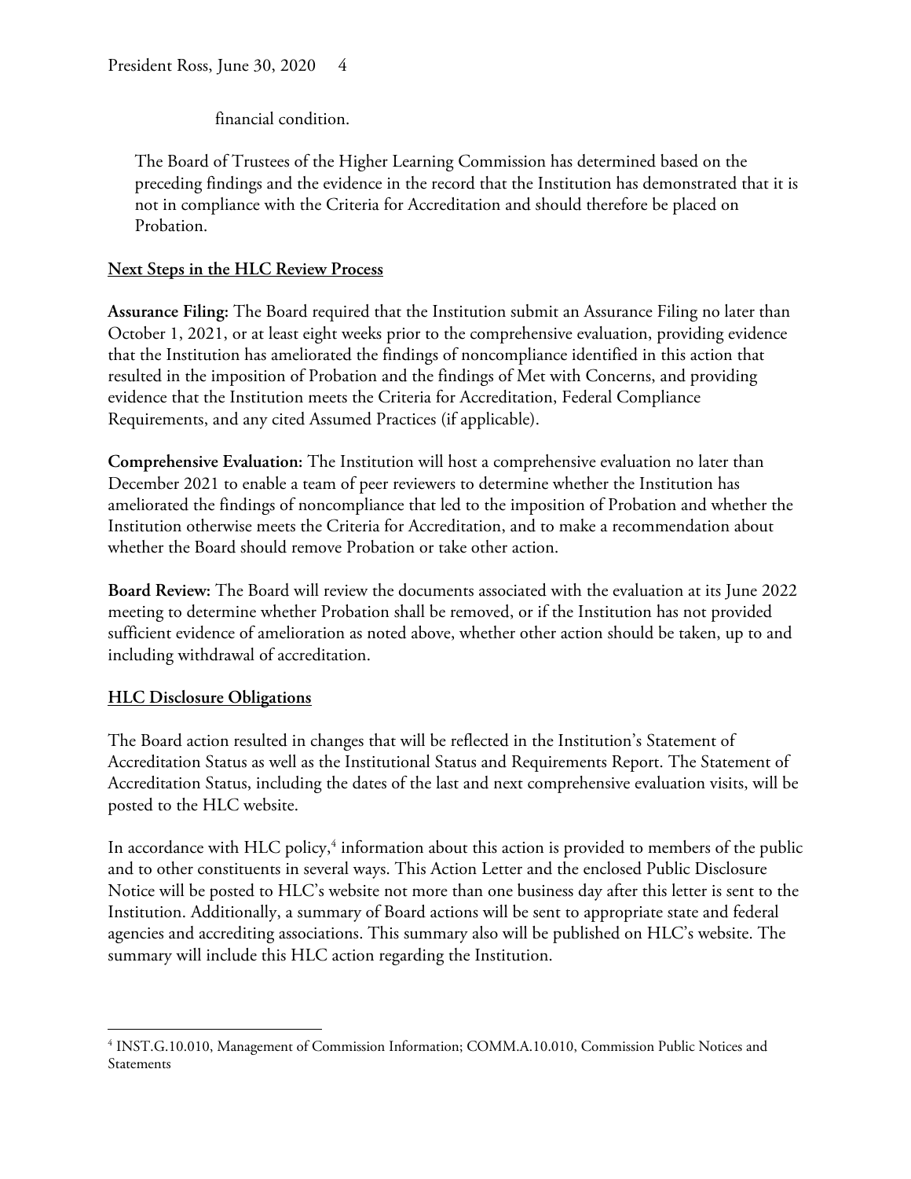financial condition.

The Board of Trustees of the Higher Learning Commission has determined based on the preceding findings and the evidence in the record that the Institution has demonstrated that it is not in compliance with the Criteria for Accreditation and should therefore be placed on Probation.

## Next Steps in the HLC Review Process

**Assurance Filing:** The Board required that the Institution submit an Assurance Filing no later than October 1, 2021, or at least eight weeks prior to the comprehensive evaluation, providing evidence that the Institution has ameliorated the findings of noncompliance identified in this action that resulted in the imposition of Probation and the findings of Met with Concerns, and providing evidence that the Institution meets the Criteria for Accreditation, Federal Compliance Requirements, and any cited Assumed Practices (if applicable).

**Comprehensive Evaluation:** The Institution will host a comprehensive evaluation no later than December 2021 to enable a team of peer reviewers to determine whether the Institution has ameliorated the findings of noncompliance that led to the imposition of Probation and whether the Institution otherwise meets the Criteria for Accreditation, and to make a recommendation about whether the Board should remove Probation or take other action.

**Board Review:** The Board will review the documents associated with the evaluation at its June 2022 meeting to determine whether Probation shall be removed, or if the Institution has not provided sufficient evidence of amelioration as noted above, whether other action should be taken, up to and including withdrawal of accreditation.

## HLC Disclosure Obligations

The Board action resulted in changes that will be reflected in the Institution's Statement of Accreditation Status as well as the Institutional Status and Requirements Report. The Statement of Accreditation Status, including the dates of the last and next comprehensive evaluation visits, will be posted to the HLC website.

In accordance with HLC policy,[4] information about this action is provided to members of the public and to other constituents in several ways. This Action Letter and the enclosed Public Disclosure Notice will be posted to HLC's website not more than one business day after this letter is sent to the Institution. Additionally, a summary of Board actions will be sent to appropriate state and federal agencies and accrediting associations. This summary also will be published on HLC's website. The summary will include this HLC action regarding the Institution.

[4] INST.G.10.010, Management of Commission Information; COMM.A.10.010, Commission Public Notices and Statements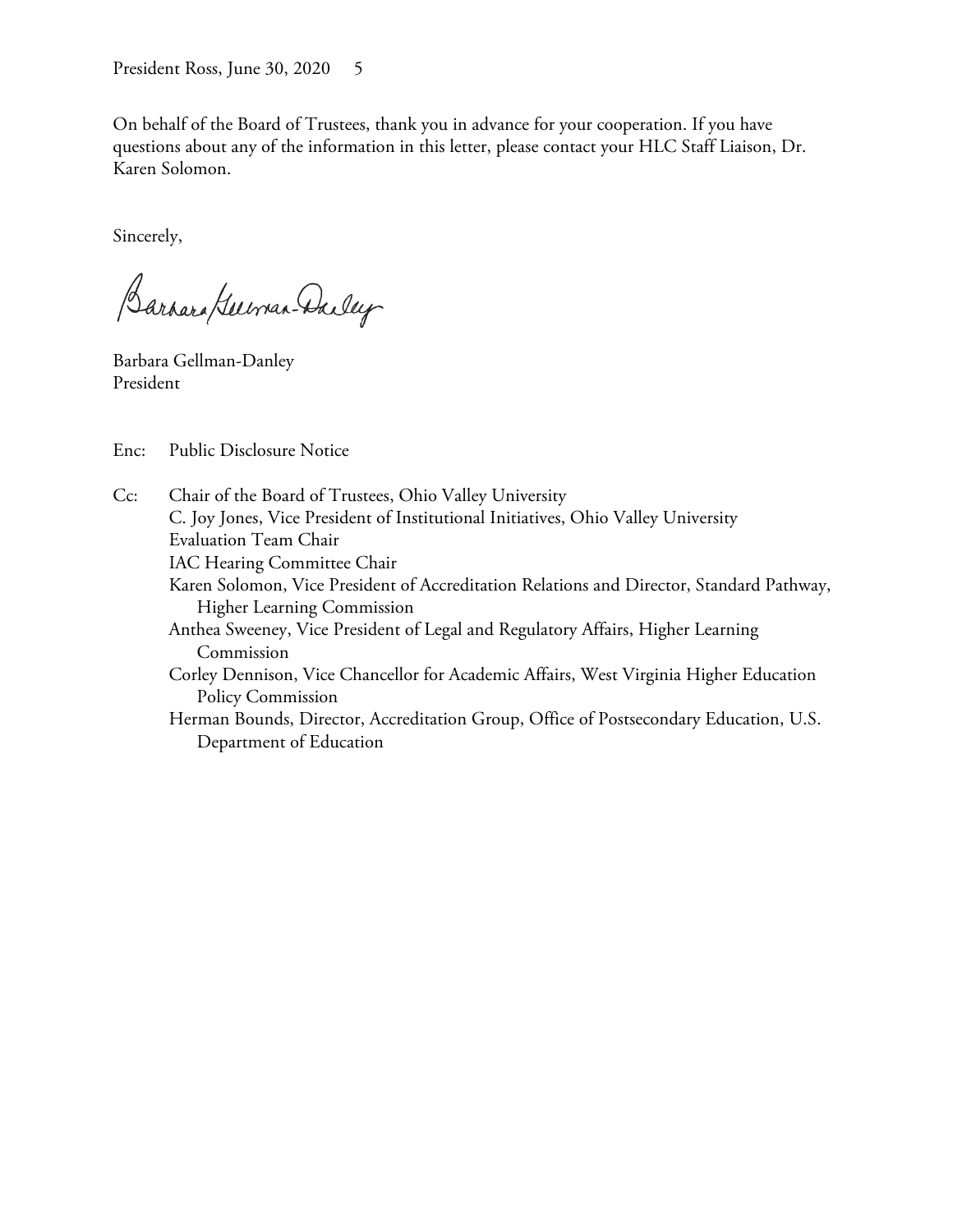On behalf of the Board of Trustees, thank you in advance for your cooperation. If you have questions about any of the information in this letter, please contact your HLC Staff Liaison, Dr. Karen Solomon.

Sincerely,

Barbara Gellman-Danley

Barbara Gellman-Danley
President

Enc: Public Disclosure Notice

Cc: Chair of the Board of Trustees, Ohio Valley University
C. Joy Jones, Vice President of Institutional Initiatives, Ohio Valley University
Evaluation Team Chair
IAC Hearing Committee Chair
Karen Solomon, Vice President of Accreditation Relations and Director, Standard Pathway, Higher Learning Commission
Anthea Sweeney, Vice President of Legal and Regulatory Affairs, Higher Learning Commission
Corley Dennison, Vice Chancellor for Academic Affairs, West Virginia Higher Education Policy Commission
Herman Bounds, Director, Accreditation Group, Office of Postsecondary Education, U.S. Department of Education